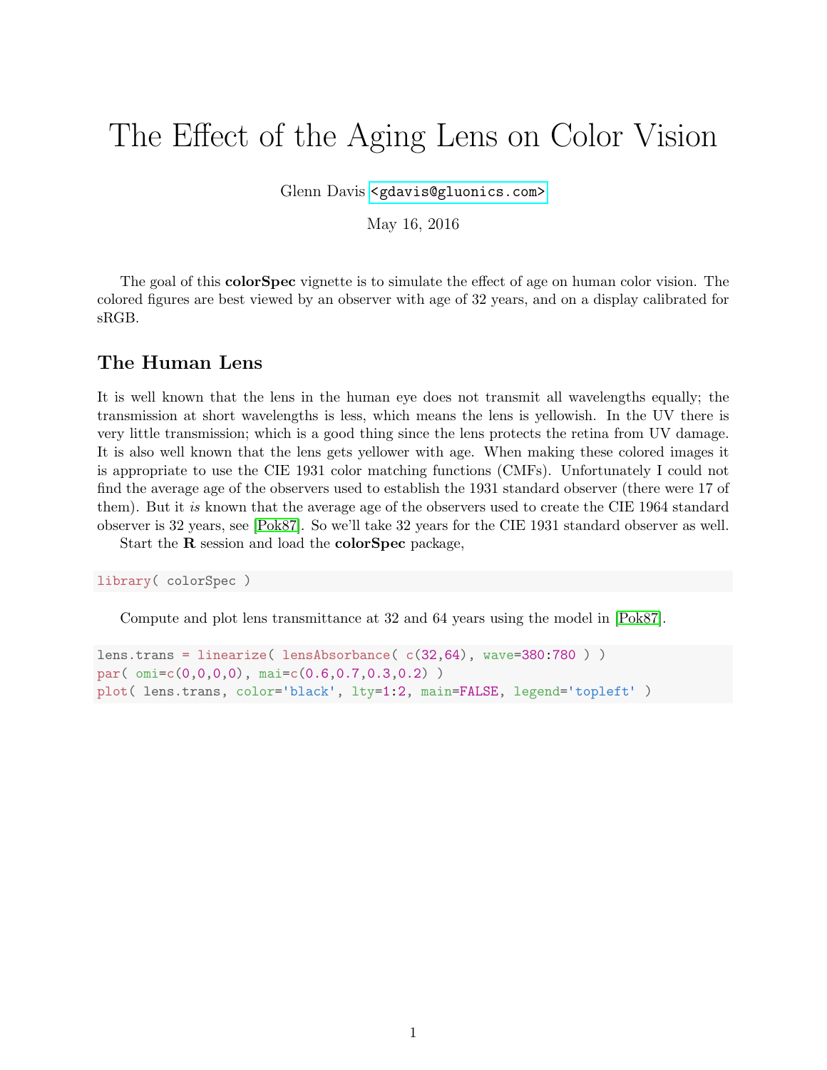# The Effect of the Aging Lens on Color Vision

Glenn Davis <gdavis@gluonics.com>

May 16, 2016

The goal of this **colorSpec** vignette is to simulate the effect of age on human color vision. The colored figures are best viewed by an observer with age of 32 years, and on a display calibrated for sRGB.

## The Human Lens

It is well known that the lens in the human eye does not transmit all wavelengths equally; the transmission at short wavelengths is less, which means the lens is yellowish. In the UV there is very little transmission; which is a good thing since the lens protects the retina from UV damage. It is also well known that the lens gets yellower with age. When making these colored images it is appropriate to use the CIE 1931 color matching functions (CMFs). Unfortunately I could not find the average age of the observers used to establish the 1931 standard observer (there were 17 of them). But it *is* known that the average age of the observers used to create the CIE 1964 standard observer is 32 years, see [Pok87]. So we'll take 32 years for the CIE 1931 standard observer as well.

Start the **R** session and load the **colorSpec** package,

```
library( colorSpec )
```

Compute and plot lens transmittance at 32 and 64 years using the model in [Pok87].

```
lens.trans = linearize( lensAbsorbance( c(32,64), wave=380:780 ) )
par( omi=c(0,0,0,0), mai=c(0.6,0.7,0.3,0.2) )
plot( lens.trans, color='black', lty=1:2, main=FALSE, legend='topleft' )
```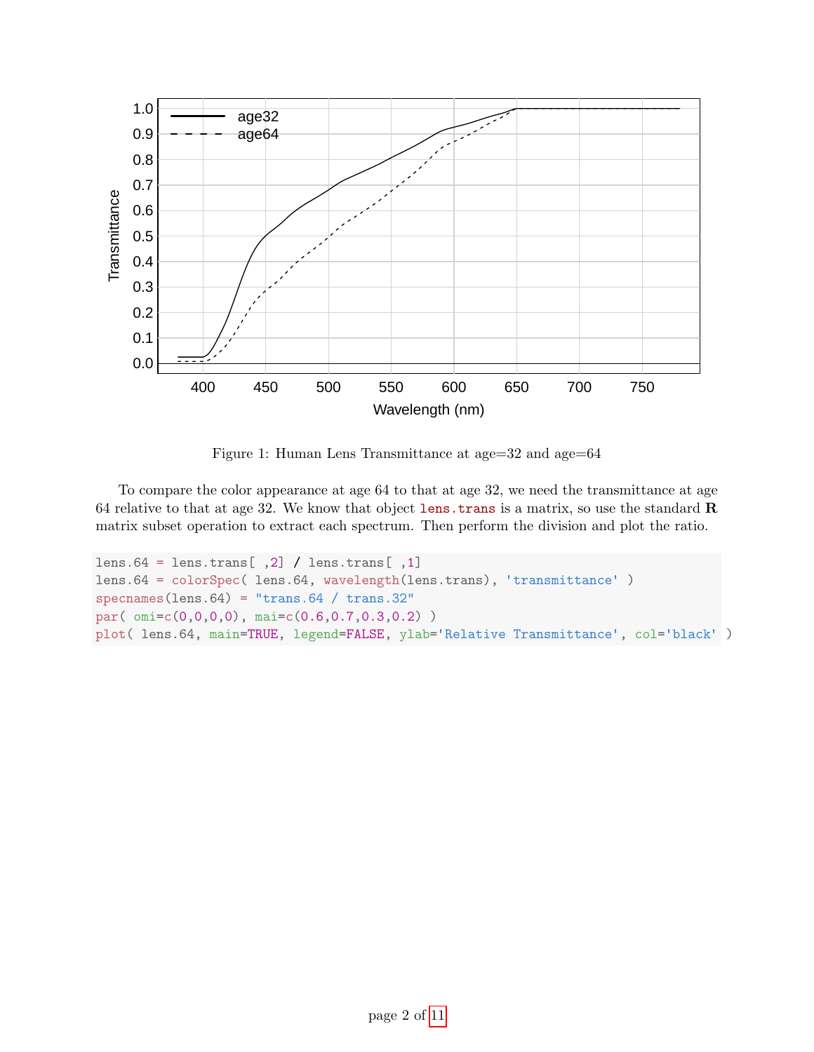Figure 1: Human Lens Transmittance at age=32 and age=64

To compare the color appearance at age 64 to that at age 32, we need the transmittance at age 64 relative to that at age 32. We know that object `lens.trans` is a matrix, so use the standard **R** matrix subset operation to extract each spectrum. Then perform the division and plot the ratio.

```
lens.64 = lens.trans[ ,2] / lens.trans[ ,1]
lens.64 = colorSpec( lens.64, wavelength(lens.trans), 'transmittance' )
specnames(lens.64) = "trans.64 / trans.32"
par( omi=c(0,0,0,0), mai=c(0.6,0.7,0.3,0.2) )
plot( lens.64, main=TRUE, legend=FALSE, ylab='Relative Transmittance', col='black' )
```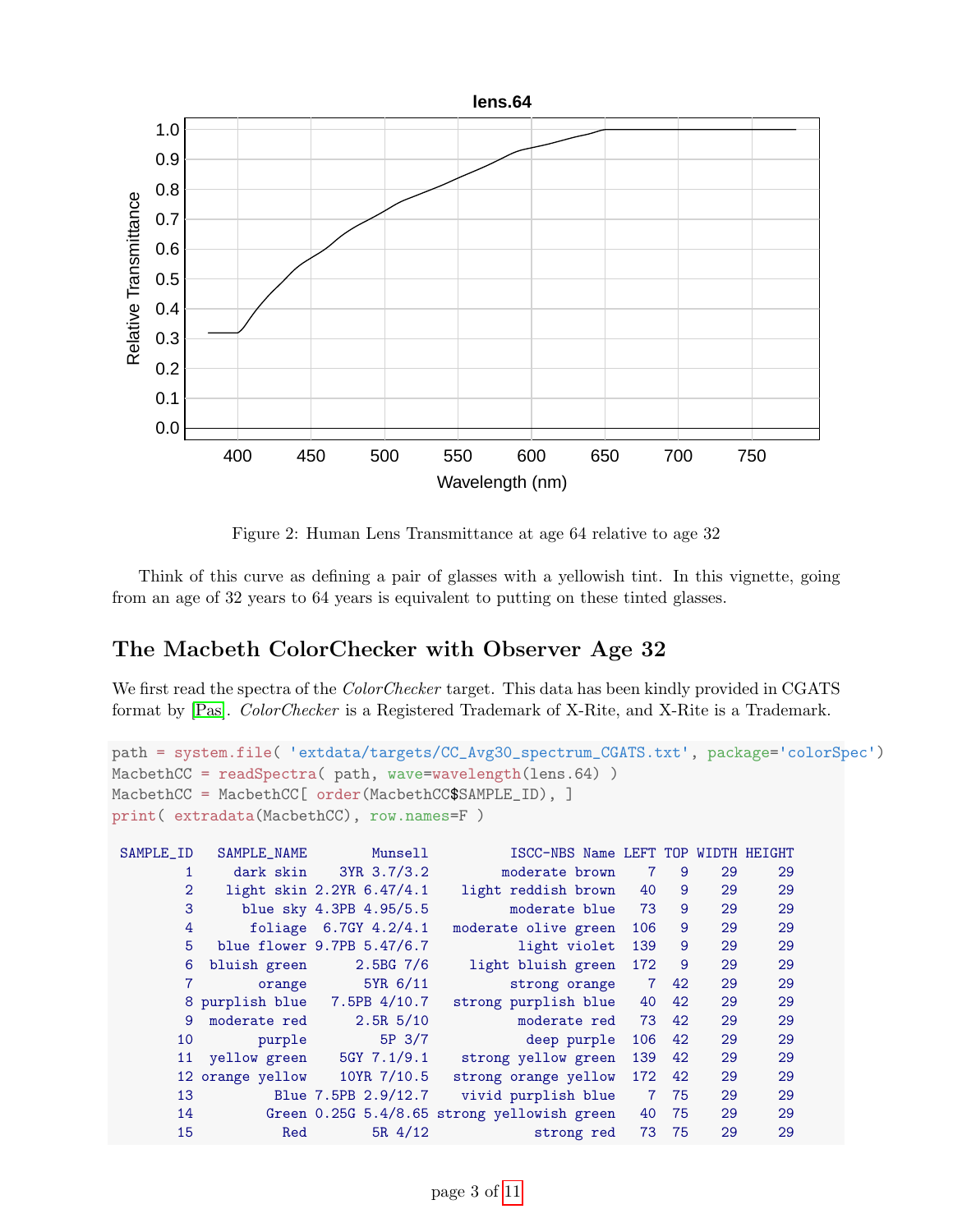Figure 2: Human Lens Transmittance at age 64 relative to age 32

Think of this curve as defining a pair of glasses with a yellowish tint. In this vignette, going from an age of 32 years to 64 years is equivalent to putting on these tinted glasses.

## The Macbeth ColorChecker with Observer Age 32

We first read the spectra of the *ColorChecker* target. This data has been kindly provided in CGATS format by [Pas]. *ColorChecker* is a Registered Trademark of X-Rite, and X-Rite is a Trademark.

```
path = system.file( 'extdata/targets/CC_Avg30_spectrum_CGATS.txt', package='colorSpec')
MacbethCC = readSpectra( path, wave=wavelength(lens.64) )
MacbethCC = MacbethCC[ order(MacbethCC$SAMPLE_ID), ]
print( extradata(MacbethCC), row.names=F )
```

```
 SAMPLE_ID   SAMPLE_NAME        Munsell          ISCC-NBS Name LEFT TOP WIDTH HEIGHT
         1     dark skin    3YR 3.7/3.2         moderate brown    7   9    29     29
         2    light skin 2.2YR 6.47/4.1   light reddish brown   40   9    29     29
         3      blue sky 4.3PB 4.95/5.5         moderate blue   73   9    29     29
         4       foliage  6.7GY 4.2/4.1   moderate olive green  106   9    29     29
         5   blue flower 9.7PB 5.47/6.7          light violet  139   9    29     29
         6  bluish green       2.5BG 7/6    light bluish green  172   9    29     29
         7        orange       5YR 6/11          strong orange    7  42    29     29
         8 purplish blue    7.5PB 4/10.7   strong purplish blue   40  42    29     29
         9  moderate red       2.5R 5/10          moderate red   73  42    29     29
        10        purple         5P 3/7           deep purple  106  42    29     29
        11  yellow green     5GY 7.1/9.1    strong yellow green  139  42    29     29
        12 orange yellow    10YR 7/10.5   strong orange yellow  172  42    29     29
        13          Blue 7.5PB 2.9/12.7     vivid purplish blue    7  75    29     29
        14         Green 0.25G 5.4/8.65 strong yellowish green   40  75    29     29
        15           Red        5R 4/12            strong red   73  75    29     29
```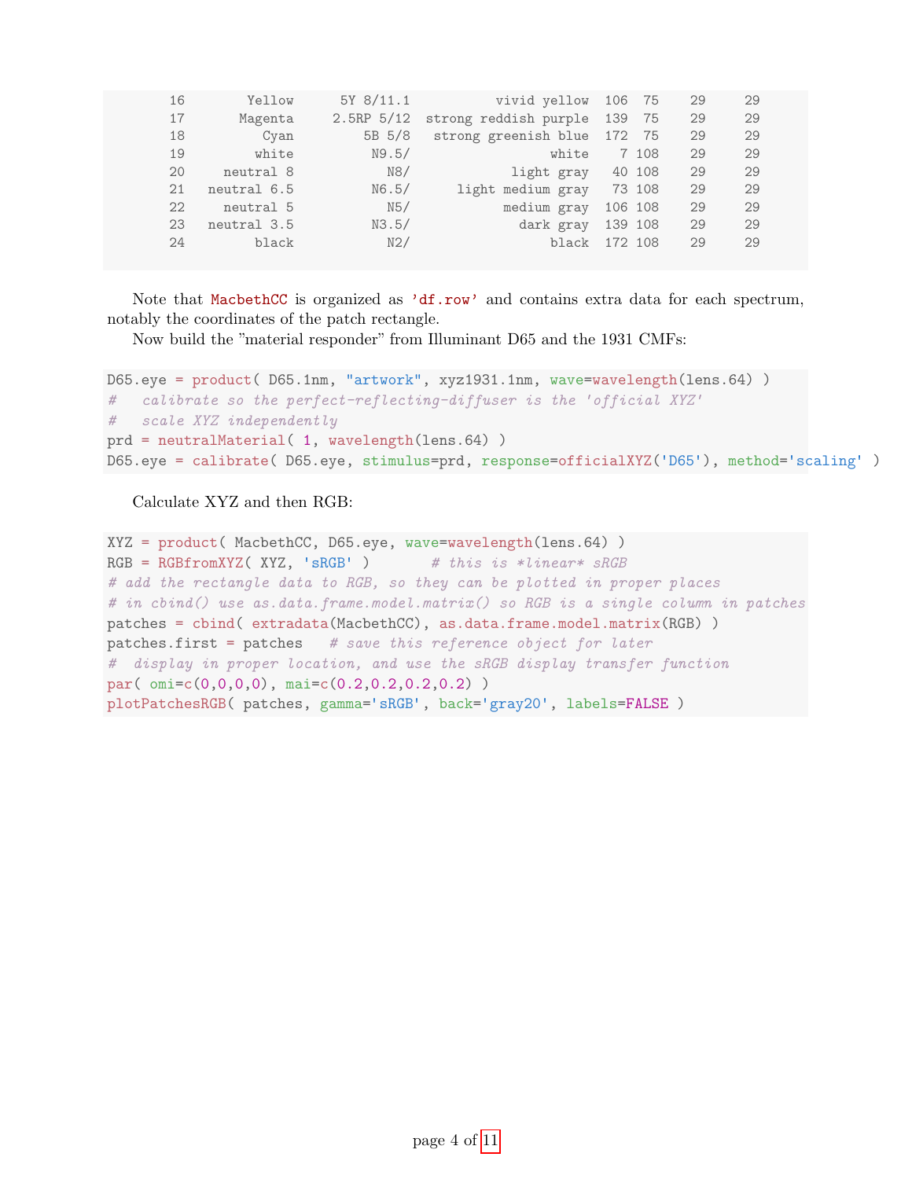```
16       Yellow      5Y 8/11.1          vivid yellow  106  75    29     29
17      Magenta     2.5RP 5/12  strong reddish purple  139  75    29     29
18         Cyan         5B 5/8   strong greenish blue  172  75    29     29
19        white          N9.5/                  white    7 108    29     29
20    neutral 8            N8/             light gray   40 108    29     29
21  neutral 6.5          N6.5/      light medium gray   73 108    29     29
22    neutral 5            N5/            medium gray  106 108    29     29
23  neutral 3.5          N3.5/              dark gray  139 108    29     29
24        black            N2/                  black  172 108    29     29
```

Note that `MacbethCC` is organized as `'df.row'` and contains extra data for each spectrum, notably the coordinates of the patch rectangle.

Now build the "material responder" from Illuminant D65 and the 1931 CMFs:

```
D65.eye = product( D65.1nm, "artwork", xyz1931.1nm, wave=wavelength(lens.64) )
#   calibrate so the perfect-reflecting-diffuser is the 'official XYZ'
#   scale XYZ independently
prd = neutralMaterial( 1, wavelength(lens.64) )
D65.eye = calibrate( D65.eye, stimulus=prd, response=officialXYZ('D65'), method='scaling' )
```

Calculate XYZ and then RGB:

```
XYZ = product( MacbethCC, D65.eye, wave=wavelength(lens.64) )
RGB = RGBfromXYZ( XYZ, 'sRGB' )       # this is *linear* sRGB
# add the rectangle data to RGB, so they can be plotted in proper places
# in cbind() use as.data.frame.model.matrix() so RGB is a single column in patches
patches = cbind( extradata(MacbethCC), as.data.frame.model.matrix(RGB) )
patches.first = patches   # save this reference object for later
#  display in proper location, and use the sRGB display transfer function
par( omi=c(0,0,0,0), mai=c(0.2,0.2,0.2,0.2) )
plotPatchesRGB( patches, gamma='sRGB', back='gray20', labels=FALSE )
```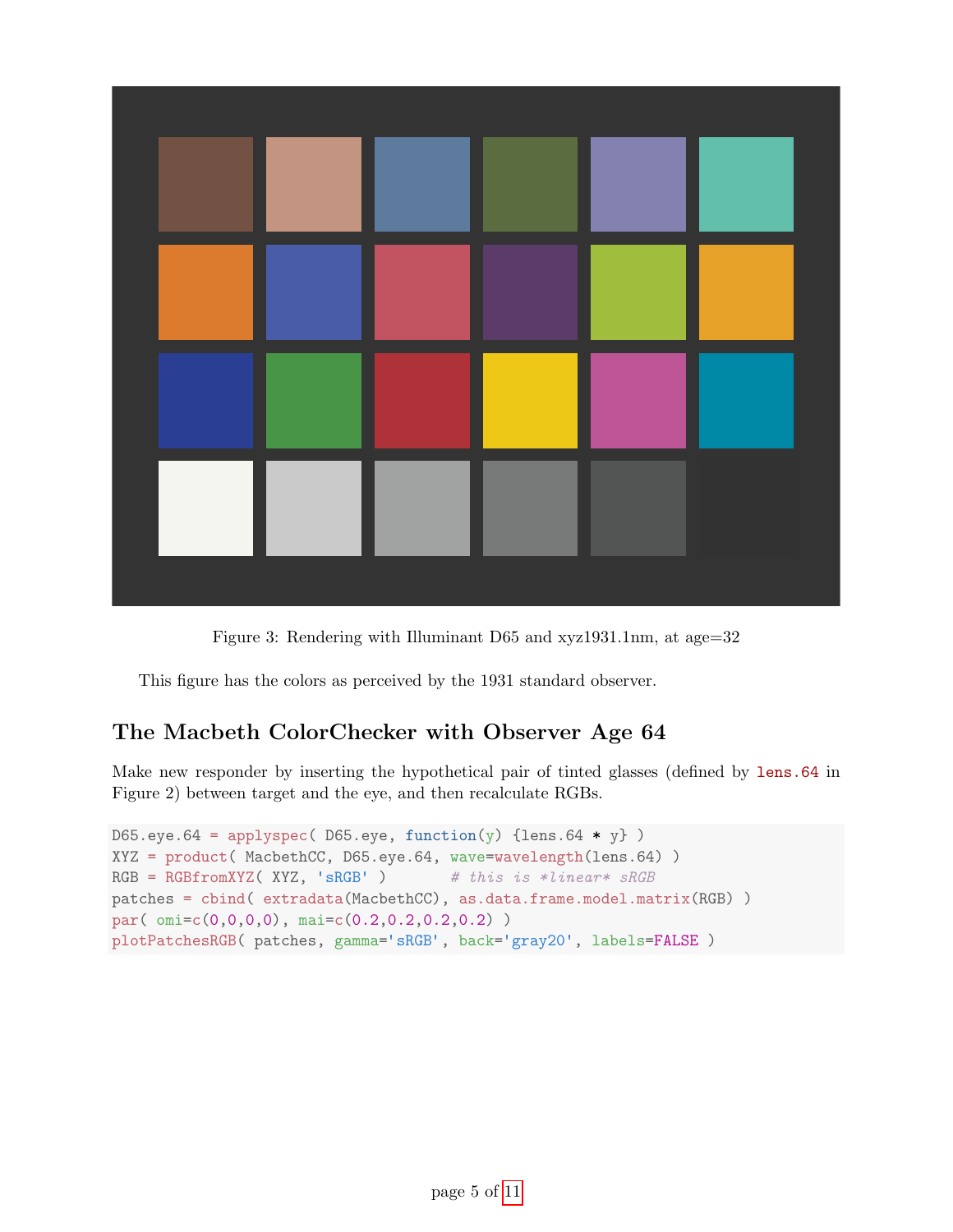Figure 3: Rendering with Illuminant D65 and xyz1931.1nm, at age=32

This figure has the colors as perceived by the 1931 standard observer.

## The Macbeth ColorChecker with Observer Age 64

Make new responder by inserting the hypothetical pair of tinted glasses (defined by `lens.64` in Figure 2) between target and the eye, and then recalculate RGBs.

```
D65.eye.64 = applyspec( D65.eye, function(y) {lens.64 * y} )
XYZ = product( MacbethCC, D65.eye.64, wave=wavelength(lens.64) )
RGB = RGBfromXYZ( XYZ, 'sRGB' )       # this is *linear* sRGB
patches = cbind( extradata(MacbethCC), as.data.frame.model.matrix(RGB) )
par( omi=c(0,0,0,0), mai=c(0.2,0.2,0.2,0.2) )
plotPatchesRGB( patches, gamma='sRGB', back='gray20', labels=FALSE )
```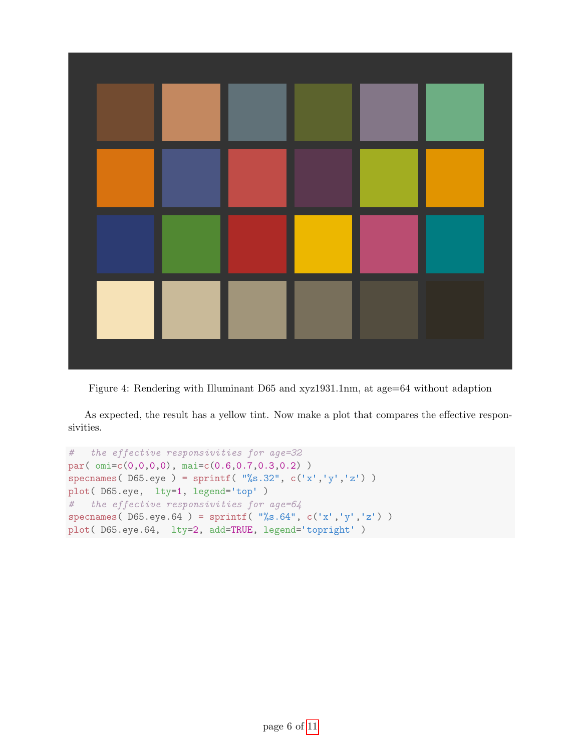Figure 4: Rendering with Illuminant D65 and xyz1931.1nm, at age=64 without adaption

As expected, the result has a yellow tint. Now make a plot that compares the effective responsivities.

```
#   the effective responsivities for age=32
par( omi=c(0,0,0,0), mai=c(0.6,0.7,0.3,0.2) )
specnames( D65.eye ) = sprintf( "%s.32", c('x','y','z') )
plot( D65.eye,  lty=1, legend='top' )
#   the effective responsivities for age=64
specnames( D65.eye.64 ) = sprintf( "%s.64", c('x','y','z') )
plot( D65.eye.64,  lty=2, add=TRUE, legend='topright' )
```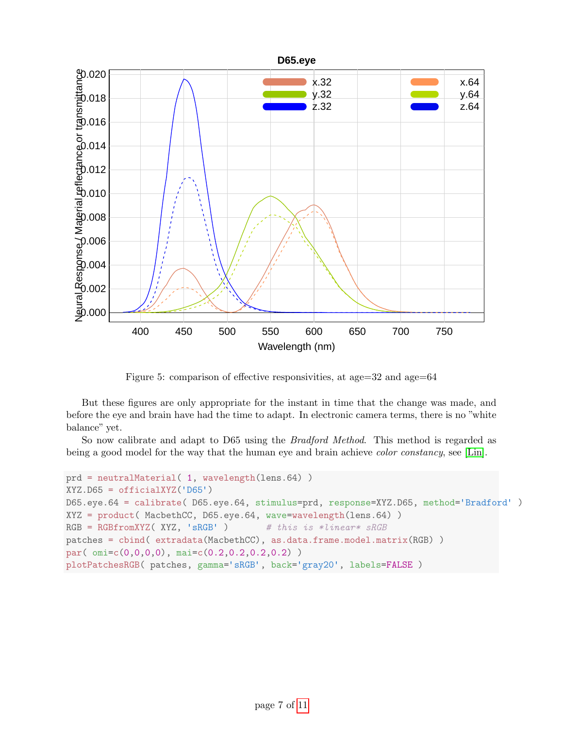Figure 5: comparison of effective responsivities, at age=32 and age=64

But these figures are only appropriate for the instant in time that the change was made, and before the eye and brain have had the time to adapt. In electronic camera terms, there is no "white balance" yet.

So now calibrate and adapt to D65 using the *Bradford Method*. This method is regarded as being a good model for the way that the human eye and brain achieve *color constancy*, see [Lin].

```
prd = neutralMaterial( 1, wavelength(lens.64) )
XYZ.D65 = officialXYZ('D65')
D65.eye.64 = calibrate( D65.eye.64, stimulus=prd, response=XYZ.D65, method='Bradford' )
XYZ = product( MacbethCC, D65.eye.64, wave=wavelength(lens.64) )
RGB = RGBfromXYZ( XYZ, 'sRGB' )       # this is *linear* sRGB
patches = cbind( extradata(MacbethCC), as.data.frame.model.matrix(RGB) )
par( omi=c(0,0,0,0), mai=c(0.2,0.2,0.2,0.2) )
plotPatchesRGB( patches, gamma='sRGB', back='gray20', labels=FALSE )
```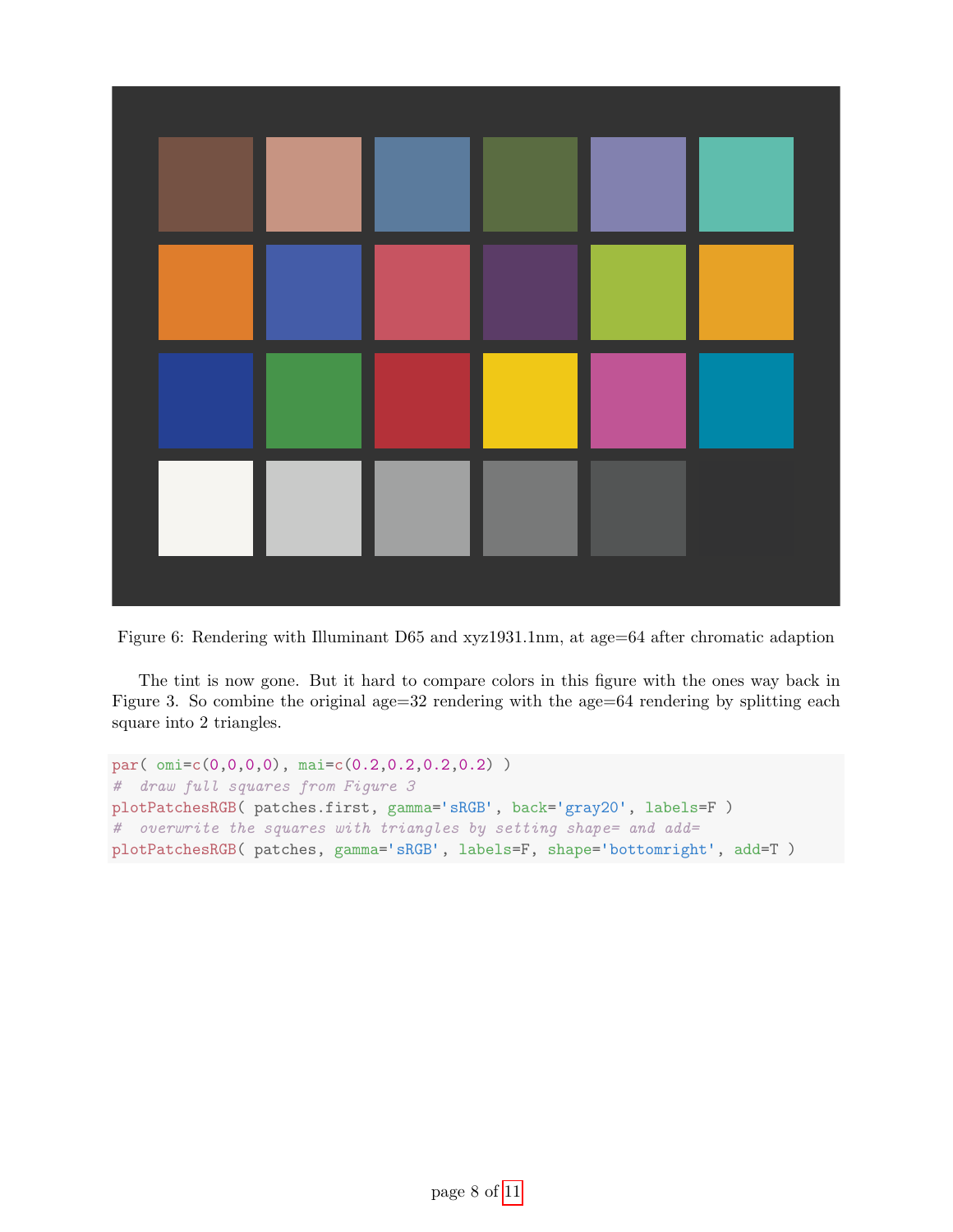Figure 6: Rendering with Illuminant D65 and xyz1931.1nm, at age=64 after chromatic adaption

The tint is now gone. But it hard to compare colors in this figure with the ones way back in Figure 3. So combine the original age=32 rendering with the age=64 rendering by splitting each square into 2 triangles.

```
par( omi=c(0,0,0,0), mai=c(0.2,0.2,0.2,0.2) )
#  draw full squares from Figure 3
plotPatchesRGB( patches.first, gamma='sRGB', back='gray20', labels=F )
#  overwrite the squares with triangles by setting shape= and add=
plotPatchesRGB( patches, gamma='sRGB', labels=F, shape='bottomright', add=T )
```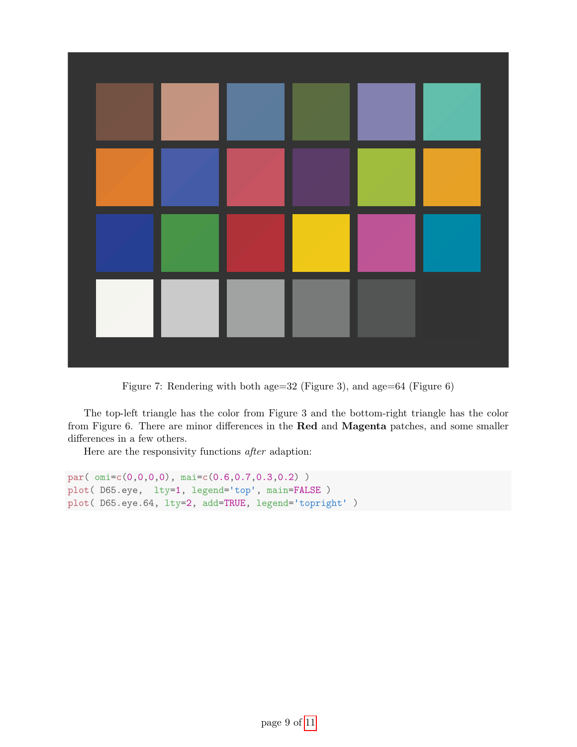Figure 7: Rendering with both age=32 (Figure 3), and age=64 (Figure 6)

The top-left triangle has the color from Figure 3 and the bottom-right triangle has the color from Figure 6. There are minor differences in the **Red** and **Magenta** patches, and some smaller differences in a few others.

Here are the responsivity functions *after* adaption:

```
par( omi=c(0,0,0,0), mai=c(0.6,0.7,0.3,0.2) )
plot( D65.eye,  lty=1, legend='top', main=FALSE )
plot( D65.eye.64, lty=2, add=TRUE, legend='topright' )
```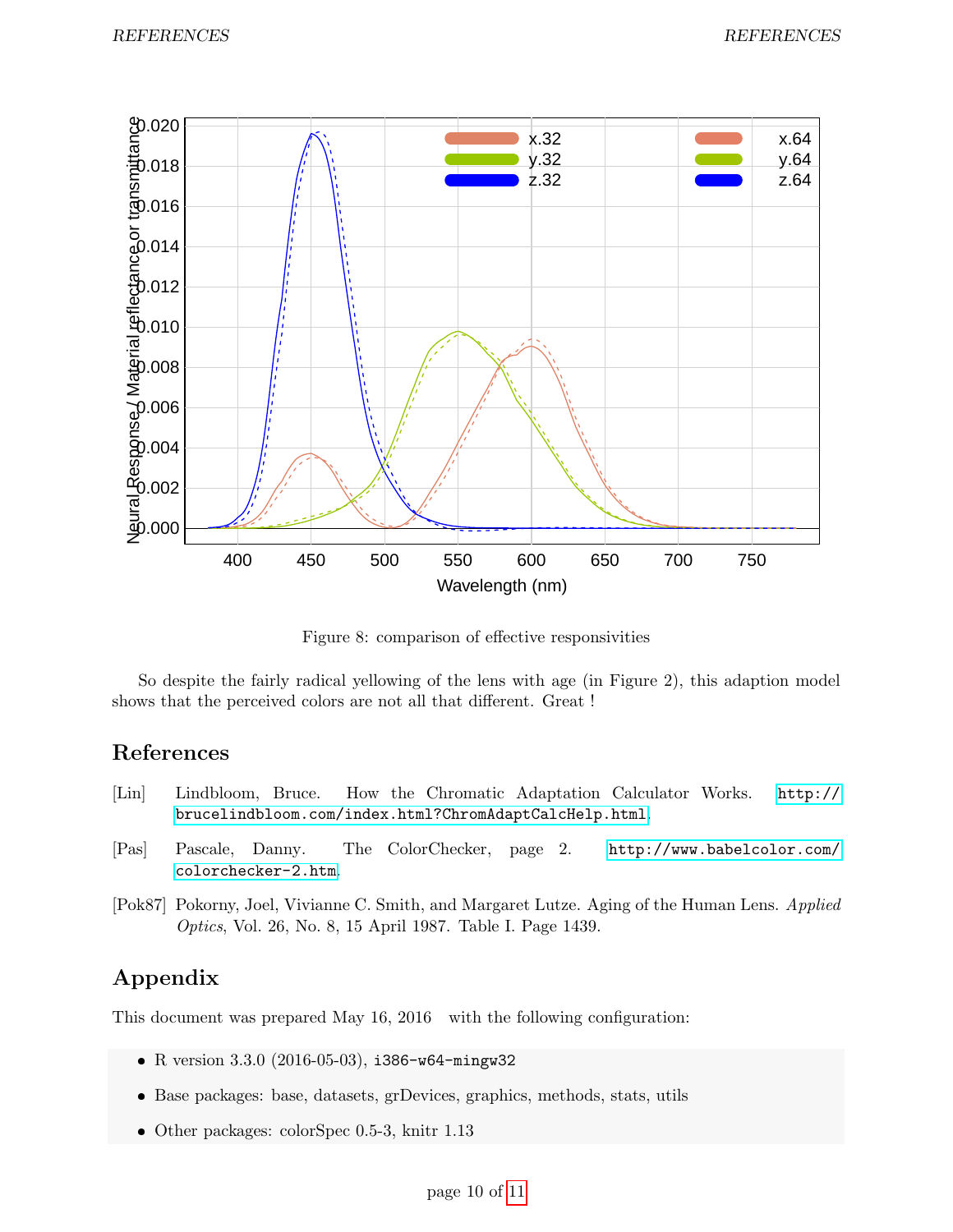Figure 8: comparison of effective responsivities

So despite the fairly radical yellowing of the lens with age (in Figure 2), this adaption model shows that the perceived colors are not all that different. Great !

## References

[Lin] Lindbloom, Bruce. How the Chromatic Adaptation Calculator Works. `http://brucelindbloom.com/index.html?ChromAdaptCalcHelp.html`.

[Pas] Pascale, Danny. The ColorChecker, page 2. `http://www.babelcolor.com/colorchecker-2.htm`.

[Pok87] Pokorny, Joel, Vivianne C. Smith, and Margaret Lutze. Aging of the Human Lens. *Applied Optics*, Vol. 26, No. 8, 15 April 1987. Table I. Page 1439.

## Appendix

This document was prepared May 16, 2016 with the following configuration:

- R version 3.3.0 (2016-05-03), `i386-w64-mingw32`
- Base packages: base, datasets, grDevices, graphics, methods, stats, utils
- Other packages: colorSpec 0.5-3, knitr 1.13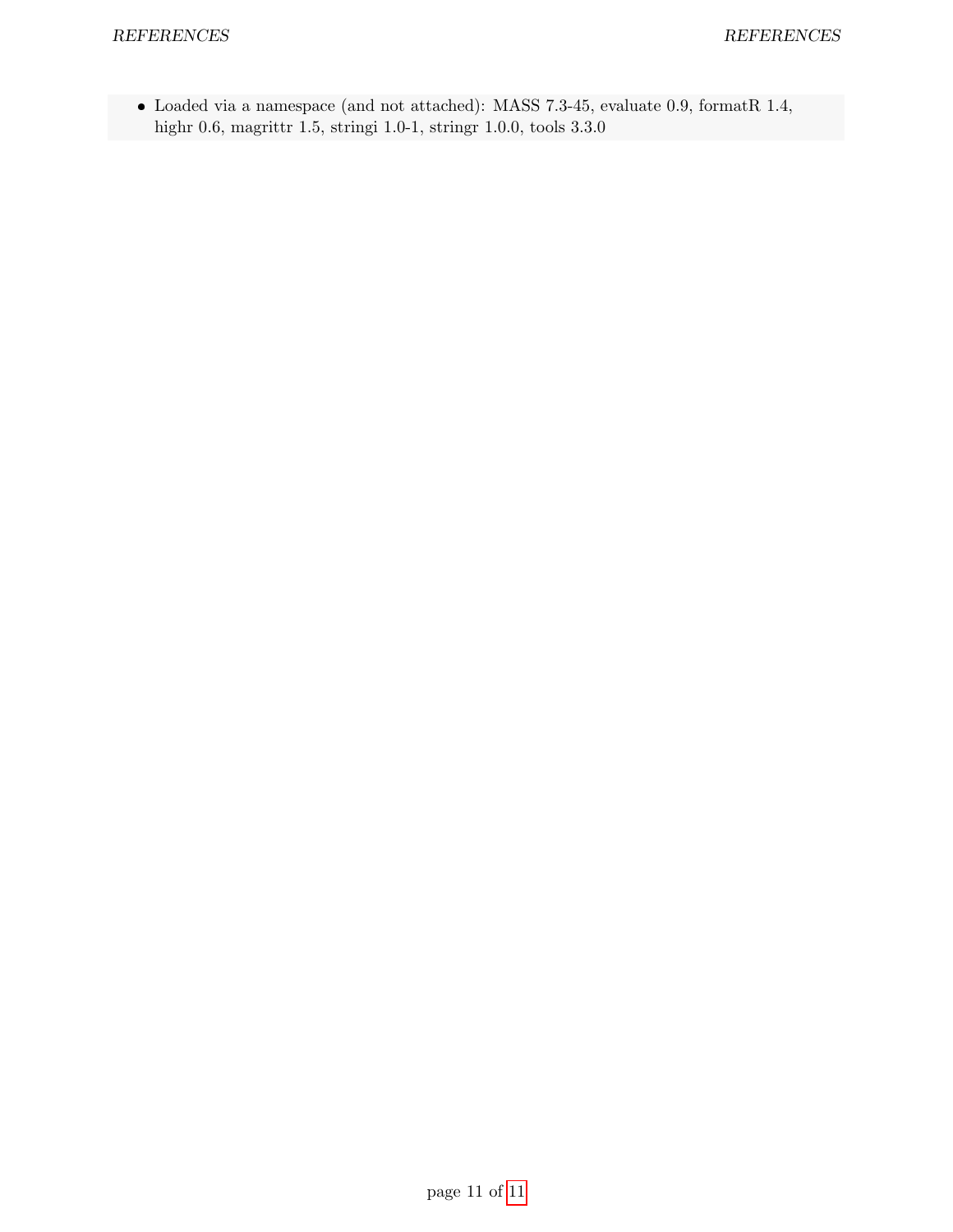- Loaded via a namespace (and not attached): MASS 7.3-45, evaluate 0.9, formatR 1.4, highr 0.6, magrittr 1.5, stringi 1.0-1, stringr 1.0.0, tools 3.3.0